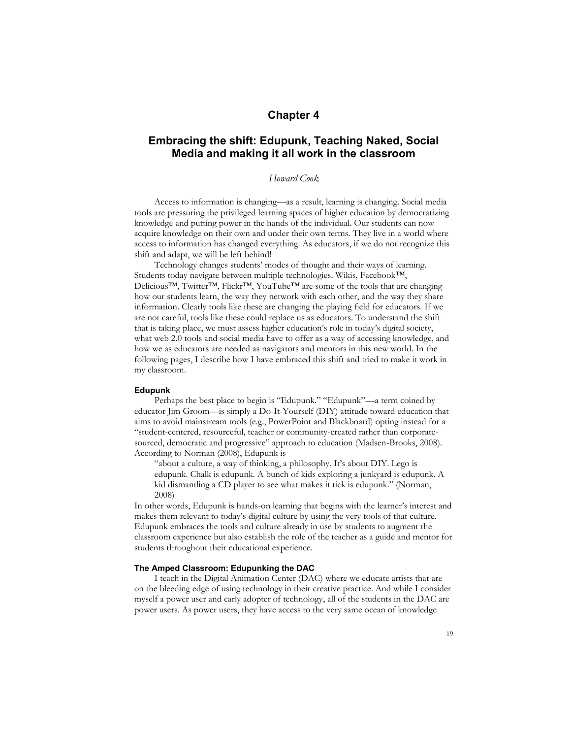# Chapter 4

## Embracing the shift: Edupunk, Teaching Naked, Social Media and making it all work in the classroom

*Howard Cook*

Access to information is changing—as a result, learning is changing. Social media tools are pressuring the privileged learning spaces of higher education by democratizing knowledge and putting power in the hands of the individual. Our students can now acquire knowledge on their own and under their own terms. They live in a world where access to information has changed everything. As educators, if we do not recognize this shift and adapt, we will be left behind!

Technology changes students' modes of thought and their ways of learning. Students today navigate between multiple technologies. Wikis, Facebook™, Delicious™, Twitter™, Flickr™, YouTube™ are some of the tools that are changing how our students learn, the way they network with each other, and the way they share information. Clearly tools like these are changing the playing field for educators. If we are not careful, tools like these could replace us as educators. To understand the shift that is taking place, we must assess higher education's role in today's digital society, what web 2.0 tools and social media have to offer as a way of accessing knowledge, and how we as educators are needed as navigators and mentors in this new world. In the following pages, I describe how I have embraced this shift and tried to make it work in my classroom.

### Edupunk

Perhaps the best place to begin is "Edupunk." "Edupunk"—a term coined by educator Jim Groom—is simply a Do-It-Yourself (DIY) attitude toward education that aims to avoid mainstream tools (e.g., PowerPoint and Blackboard) opting instead for a "student-centered, resourceful, teacher or community-created rather than corporate-sourced, democratic and progressive" approach to education (Madsen-Brooks, 2008). According to Norman (2008), Edupunk is

> "about a culture, a way of thinking, a philosophy. It's about DIY. Lego is edupunk. Chalk is edupunk. A bunch of kids exploring a junkyard is edupunk. A kid dismantling a CD player to see what makes it tick is edupunk." (Norman, 2008)

In other words, Edupunk is hands-on learning that begins with the learner's interest and makes them relevant to today's digital culture by using the very tools of that culture. Edupunk embraces the tools and culture already in use by students to augment the classroom experience but also establish the role of the teacher as a guide and mentor for students throughout their educational experience.

### The Amped Classroom: Edupunking the DAC

I teach in the Digital Animation Center (DAC) where we educate artists that are on the bleeding edge of using technology in their creative practice. And while I consider myself a power user and early adopter of technology, all of the students in the DAC are power users. As power users, they have access to the very same ocean of knowledge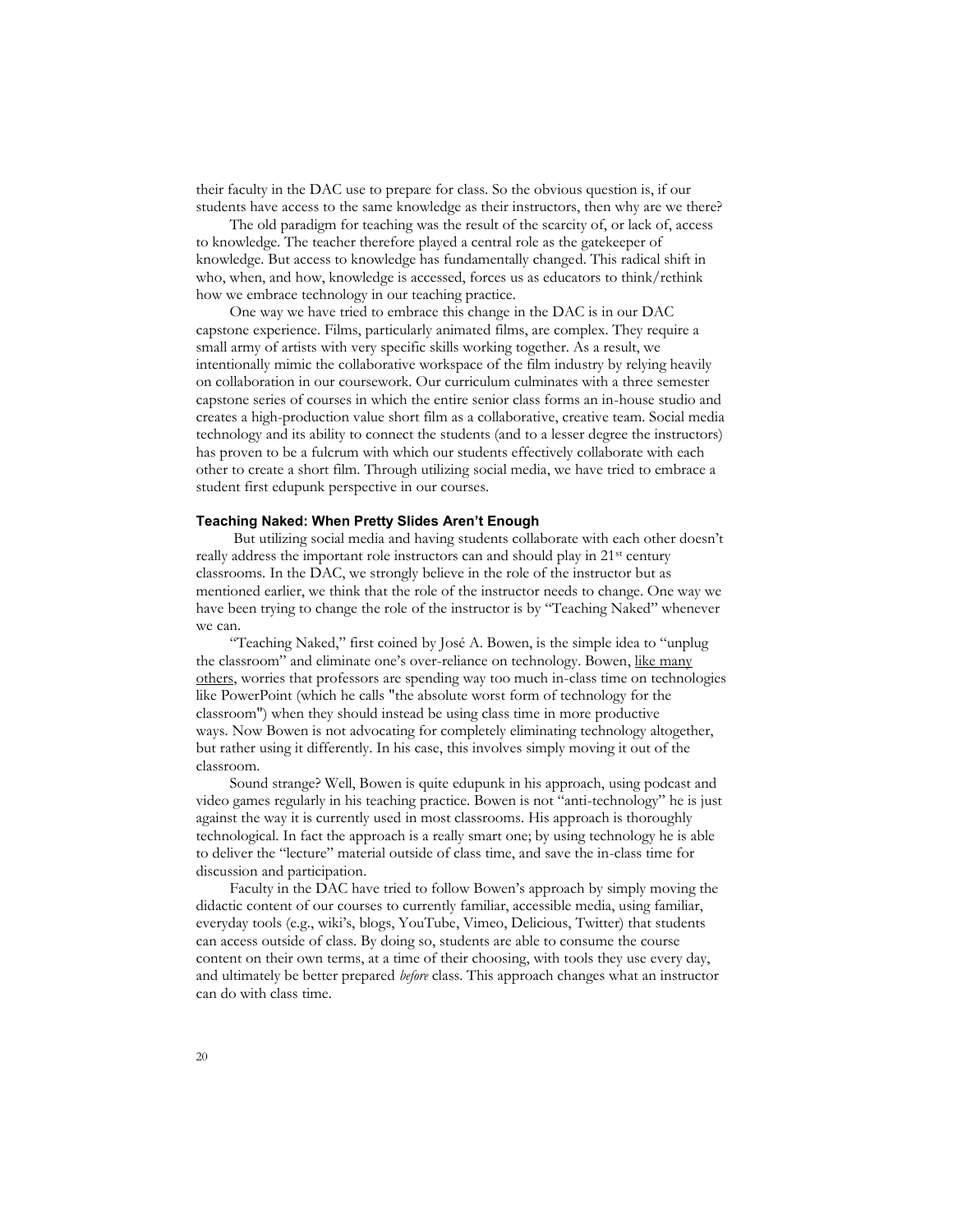their faculty in the DAC use to prepare for class. So the obvious question is, if our students have access to the same knowledge as their instructors, then why are we there?

The old paradigm for teaching was the result of the scarcity of, or lack of, access to knowledge. The teacher therefore played a central role as the gatekeeper of knowledge. But access to knowledge has fundamentally changed. This radical shift in who, when, and how, knowledge is accessed, forces us as educators to think/rethink how we embrace technology in our teaching practice.

One way we have tried to embrace this change in the DAC is in our DAC capstone experience. Films, particularly animated films, are complex. They require a small army of artists with very specific skills working together. As a result, we intentionally mimic the collaborative workspace of the film industry by relying heavily on collaboration in our coursework. Our curriculum culminates with a three semester capstone series of courses in which the entire senior class forms an in-house studio and creates a high-production value short film as a collaborative, creative team. Social media technology and its ability to connect the students (and to a lesser degree the instructors) has proven to be a fulcrum with which our students effectively collaborate with each other to create a short film. Through utilizing social media, we have tried to embrace a student first edupunk perspective in our courses.

### Teaching Naked: When Pretty Slides Aren't Enough

But utilizing social media and having students collaborate with each other doesn't really address the important role instructors can and should play in 21st century classrooms. In the DAC, we strongly believe in the role of the instructor but as mentioned earlier, we think that the role of the instructor needs to change. One way we have been trying to change the role of the instructor is by "Teaching Naked" whenever we can.

"Teaching Naked," first coined by José A. Bowen, is the simple idea to "unplug the classroom" and eliminate one's over-reliance on technology. Bowen, like many others, worries that professors are spending way too much in-class time on technologies like PowerPoint (which he calls "the absolute worst form of technology for the classroom") when they should instead be using class time in more productive ways. Now Bowen is not advocating for completely eliminating technology altogether, but rather using it differently. In his case, this involves simply moving it out of the classroom.

Sound strange? Well, Bowen is quite edupunk in his approach, using podcast and video games regularly in his teaching practice. Bowen is not "anti-technology" he is just against the way it is currently used in most classrooms. His approach is thoroughly technological. In fact the approach is a really smart one; by using technology he is able to deliver the "lecture" material outside of class time, and save the in-class time for discussion and participation.

Faculty in the DAC have tried to follow Bowen's approach by simply moving the didactic content of our courses to currently familiar, accessible media, using familiar, everyday tools (e.g., wiki's, blogs, YouTube, Vimeo, Delicious, Twitter) that students can access outside of class. By doing so, students are able to consume the course content on their own terms, at a time of their choosing, with tools they use every day, and ultimately be better prepared *before* class. This approach changes what an instructor can do with class time.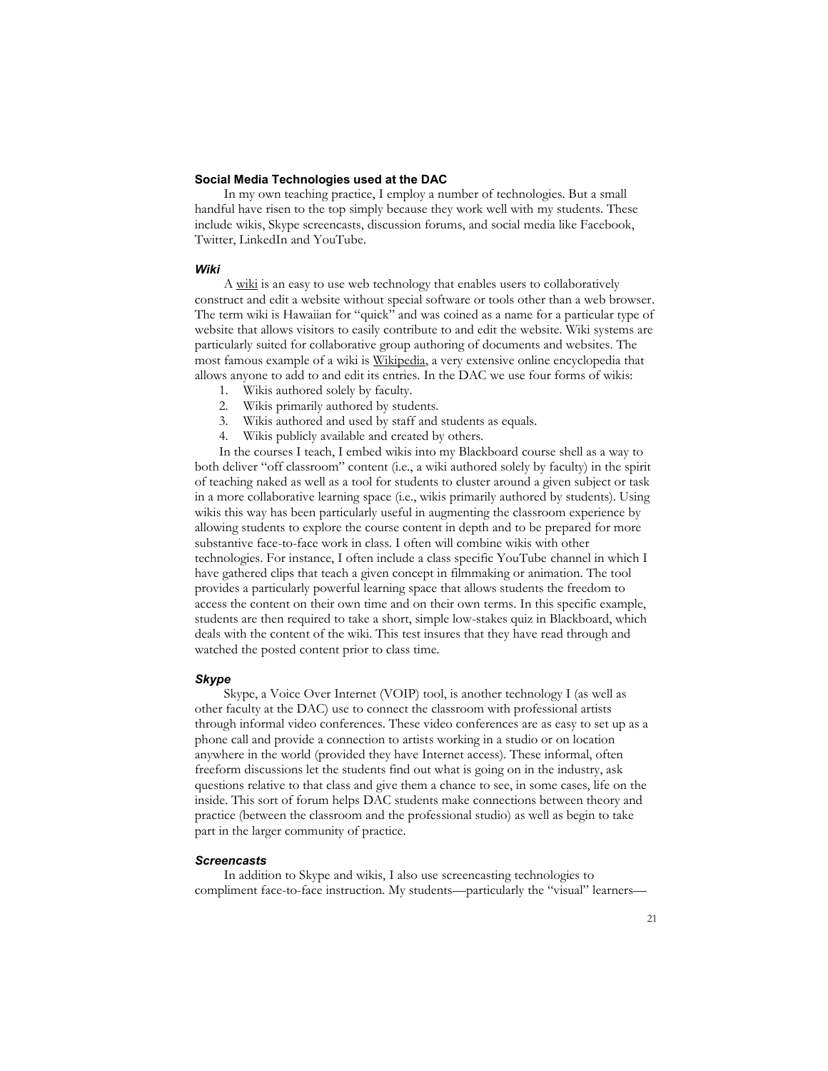## Social Media Technologies used at the DAC

In my own teaching practice, I employ a number of technologies. But a small handful have risen to the top simply because they work well with my students. These include wikis, Skype screencasts, discussion forums, and social media like Facebook, Twitter, LinkedIn and YouTube.

### *Wiki*

A wiki is an easy to use web technology that enables users to collaboratively construct and edit a website without special software or tools other than a web browser. The term wiki is Hawaiian for "quick" and was coined as a name for a particular type of website that allows visitors to easily contribute to and edit the website. Wiki systems are particularly suited for collaborative group authoring of documents and websites. The most famous example of a wiki is Wikipedia, a very extensive online encyclopedia that allows anyone to add to and edit its entries. In the DAC we use four forms of wikis:

1. Wikis authored solely by faculty.
2. Wikis primarily authored by students.
3. Wikis authored and used by staff and students as equals.
4. Wikis publicly available and created by others.

In the courses I teach, I embed wikis into my Blackboard course shell as a way to both deliver "off classroom" content (i.e., a wiki authored solely by faculty) in the spirit of teaching naked as well as a tool for students to cluster around a given subject or task in a more collaborative learning space (i.e., wikis primarily authored by students). Using wikis this way has been particularly useful in augmenting the classroom experience by allowing students to explore the course content in depth and to be prepared for more substantive face-to-face work in class. I often will combine wikis with other technologies. For instance, I often include a class specific YouTube channel in which I have gathered clips that teach a given concept in filmmaking or animation. The tool provides a particularly powerful learning space that allows students the freedom to access the content on their own time and on their own terms. In this specific example, students are then required to take a short, simple low-stakes quiz in Blackboard, which deals with the content of the wiki. This test insures that they have read through and watched the posted content prior to class time.

### *Skype*

Skype, a Voice Over Internet (VOIP) tool, is another technology I (as well as other faculty at the DAC) use to connect the classroom with professional artists through informal video conferences. These video conferences are as easy to set up as a phone call and provide a connection to artists working in a studio or on location anywhere in the world (provided they have Internet access). These informal, often freeform discussions let the students find out what is going on in the industry, ask questions relative to that class and give them a chance to see, in some cases, life on the inside. This sort of forum helps DAC students make connections between theory and practice (between the classroom and the professional studio) as well as begin to take part in the larger community of practice.

### *Screencasts*

In addition to Skype and wikis, I also use screencasting technologies to compliment face-to-face instruction. My students—particularly the "visual" learners—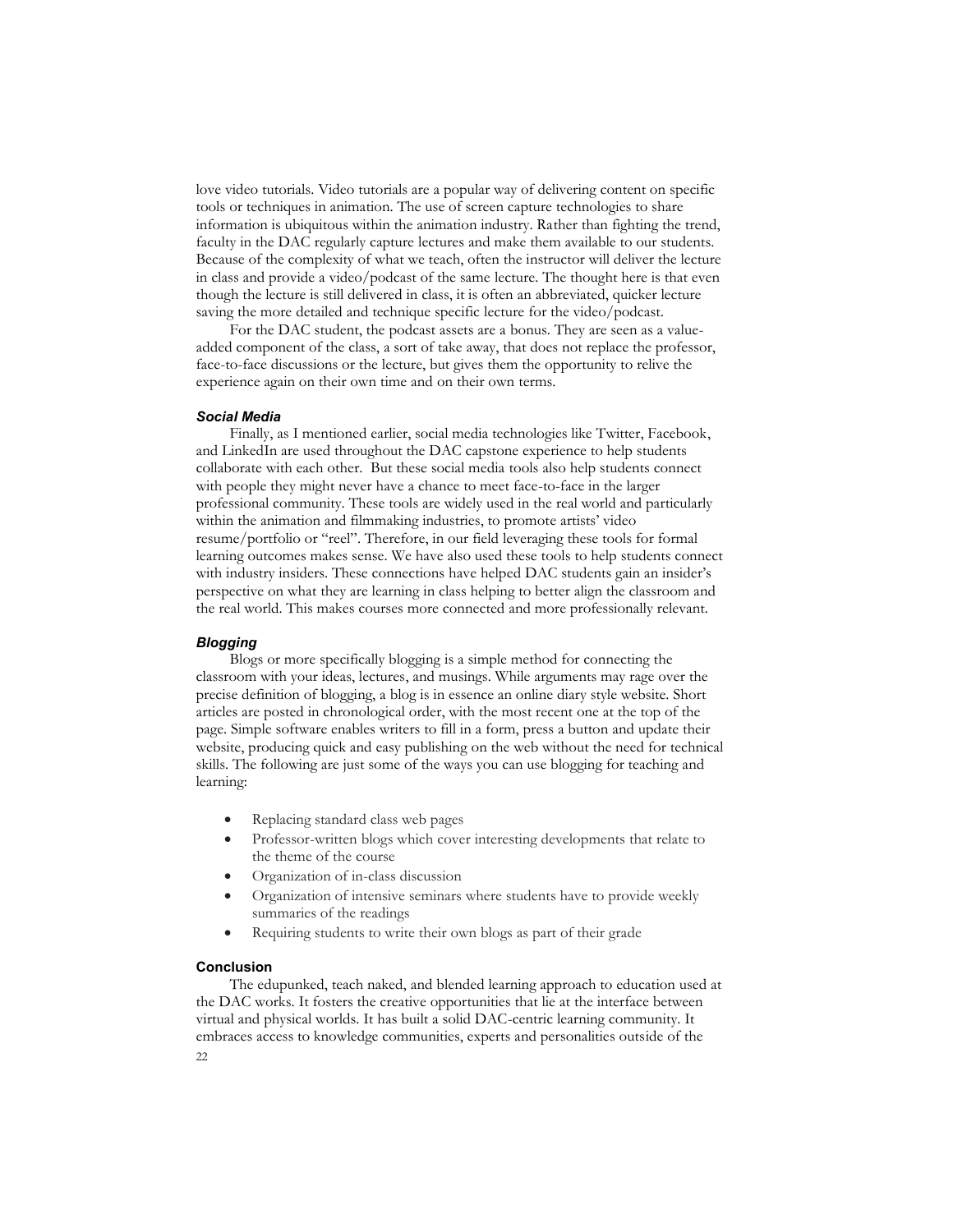love video tutorials. Video tutorials are a popular way of delivering content on specific tools or techniques in animation. The use of screen capture technologies to share information is ubiquitous within the animation industry. Rather than fighting the trend, faculty in the DAC regularly capture lectures and make them available to our students. Because of the complexity of what we teach, often the instructor will deliver the lecture in class and provide a video/podcast of the same lecture. The thought here is that even though the lecture is still delivered in class, it is often an abbreviated, quicker lecture saving the more detailed and technique specific lecture for the video/podcast.

For the DAC student, the podcast assets are a bonus. They are seen as a value-added component of the class, a sort of take away, that does not replace the professor, face-to-face discussions or the lecture, but gives them the opportunity to relive the experience again on their own time and on their own terms.

### *Social Media*

Finally, as I mentioned earlier, social media technologies like Twitter, Facebook, and LinkedIn are used throughout the DAC capstone experience to help students collaborate with each other. But these social media tools also help students connect with people they might never have a chance to meet face-to-face in the larger professional community. These tools are widely used in the real world and particularly within the animation and filmmaking industries, to promote artists' video resume/portfolio or "reel". Therefore, in our field leveraging these tools for formal learning outcomes makes sense. We have also used these tools to help students connect with industry insiders. These connections have helped DAC students gain an insider's perspective on what they are learning in class helping to better align the classroom and the real world. This makes courses more connected and more professionally relevant.

### *Blogging*

Blogs or more specifically blogging is a simple method for connecting the classroom with your ideas, lectures, and musings. While arguments may rage over the precise definition of blogging, a blog is in essence an online diary style website. Short articles are posted in chronological order, with the most recent one at the top of the page. Simple software enables writers to fill in a form, press a button and update their website, producing quick and easy publishing on the web without the need for technical skills. The following are just some of the ways you can use blogging for teaching and learning:

- Replacing standard class web pages
- Professor-written blogs which cover interesting developments that relate to the theme of the course
- Organization of in-class discussion
- Organization of intensive seminars where students have to provide weekly summaries of the readings
- Requiring students to write their own blogs as part of their grade

## Conclusion

The edupunked, teach naked, and blended learning approach to education used at the DAC works. It fosters the creative opportunities that lie at the interface between virtual and physical worlds. It has built a solid DAC-centric learning community. It embraces access to knowledge communities, experts and personalities outside of the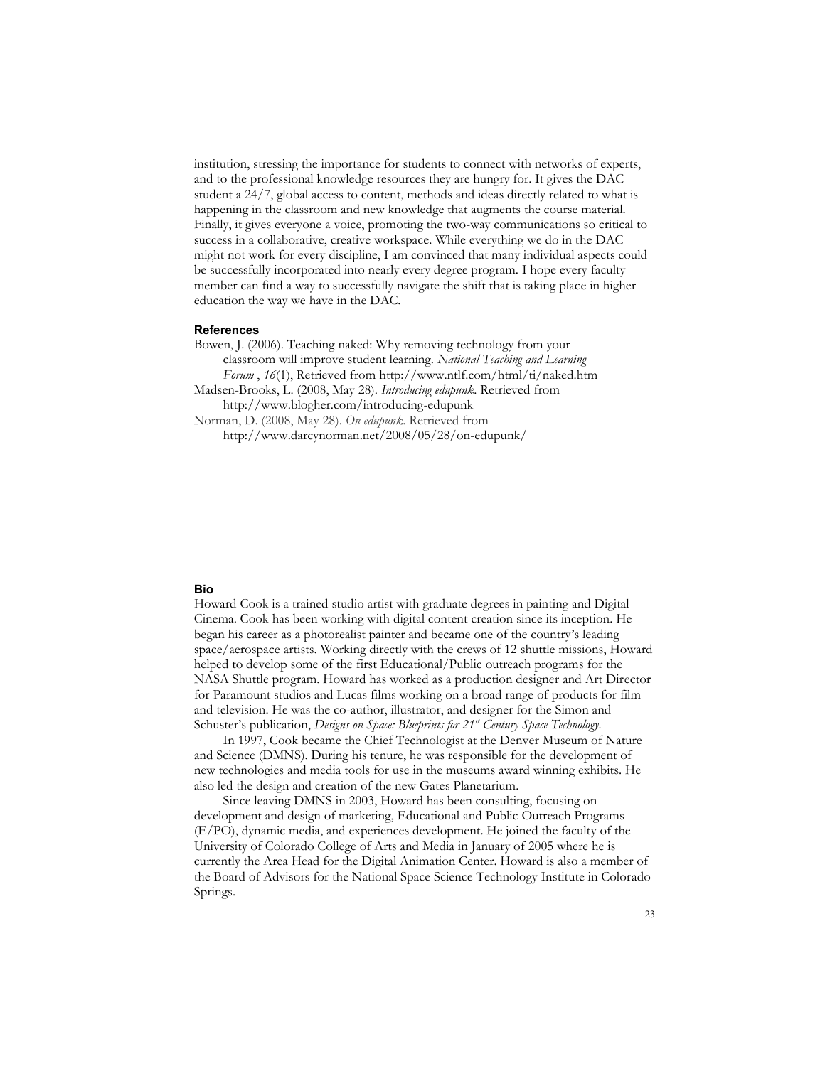institution, stressing the importance for students to connect with networks of experts, and to the professional knowledge resources they are hungry for. It gives the DAC student a 24/7, global access to content, methods and ideas directly related to what is happening in the classroom and new knowledge that augments the course material. Finally, it gives everyone a voice, promoting the two-way communications so critical to success in a collaborative, creative workspace. While everything we do in the DAC might not work for every discipline, I am convinced that many individual aspects could be successfully incorporated into nearly every degree program. I hope every faculty member can find a way to successfully navigate the shift that is taking place in higher education the way we have in the DAC.

### References

Bowen, J. (2006). Teaching naked: Why removing technology from your classroom will improve student learning. *National Teaching and Learning Forum*, *16*(1), Retrieved from http://www.ntlf.com/html/ti/naked.htm

Madsen-Brooks, L. (2008, May 28). *Introducing edupunk*. Retrieved from http://www.blogher.com/introducing-edupunk

Norman, D. (2008, May 28). *On edupunk*. Retrieved from http://www.darcynorman.net/2008/05/28/on-edupunk/

### Bio

Howard Cook is a trained studio artist with graduate degrees in painting and Digital Cinema. Cook has been working with digital content creation since its inception. He began his career as a photorealist painter and became one of the country's leading space/aerospace artists. Working directly with the crews of 12 shuttle missions, Howard helped to develop some of the first Educational/Public outreach programs for the NASA Shuttle program. Howard has worked as a production designer and Art Director for Paramount studios and Lucas films working on a broad range of products for film and television. He was the co-author, illustrator, and designer for the Simon and Schuster's publication, *Designs on Space: Blueprints for 21st Century Space Technology*.

In 1997, Cook became the Chief Technologist at the Denver Museum of Nature and Science (DMNS). During his tenure, he was responsible for the development of new technologies and media tools for use in the museums award winning exhibits. He also led the design and creation of the new Gates Planetarium.

Since leaving DMNS in 2003, Howard has been consulting, focusing on development and design of marketing, Educational and Public Outreach Programs (E/PO), dynamic media, and experiences development. He joined the faculty of the University of Colorado College of Arts and Media in January of 2005 where he is currently the Area Head for the Digital Animation Center. Howard is also a member of the Board of Advisors for the National Space Science Technology Institute in Colorado Springs.